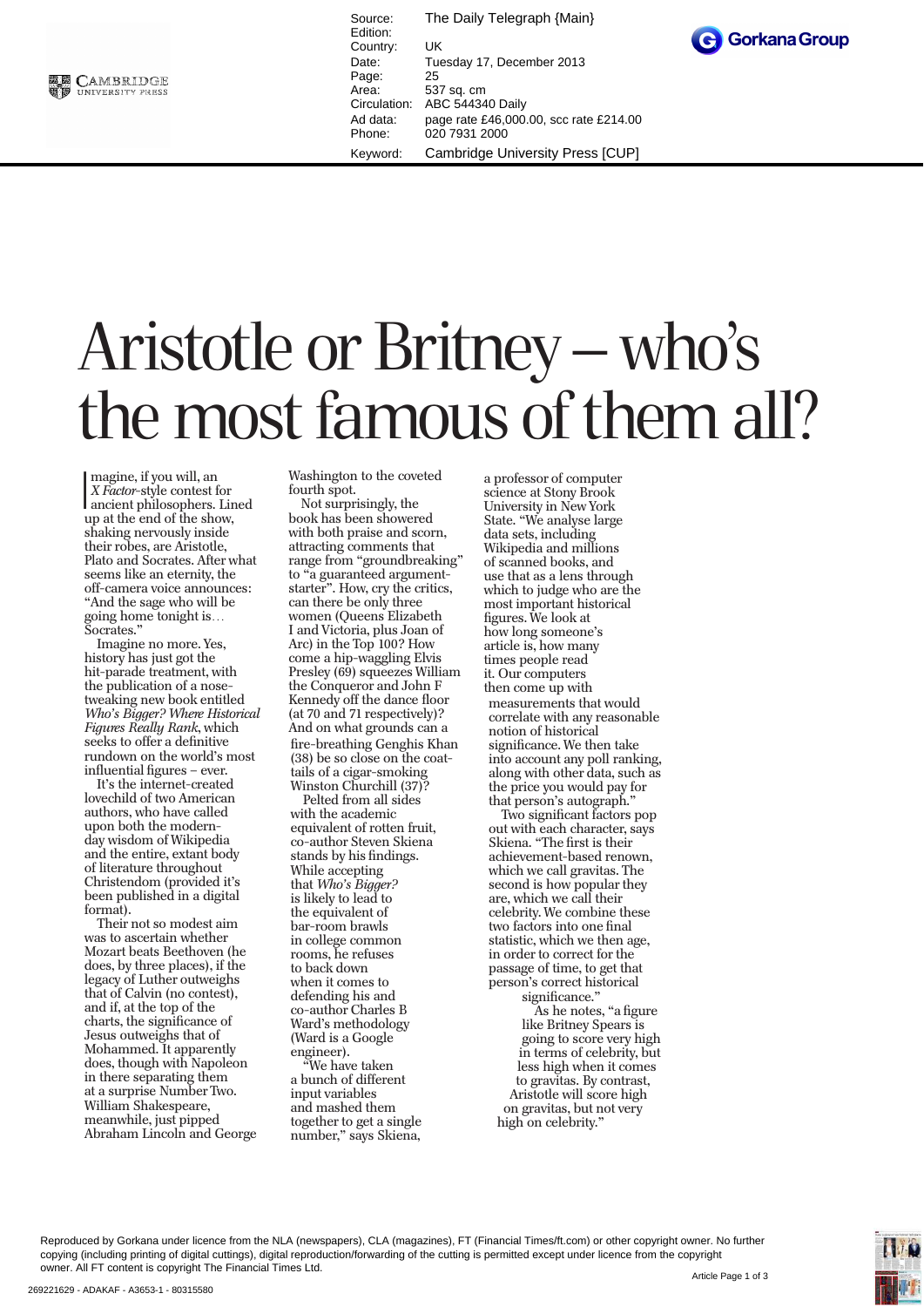| | |
|---|---|
| Source: | The Daily Telegraph {Main} |
| Edition: | |
| Country: | UK |
| Date: | Tuesday 17, December 2013 |
| Page: | 25 |
| Area: | 537 sq. cm |
| Circulation: | ABC 544340 Daily |
| Ad data: | page rate £46,000.00, scc rate £214.00 |
| Phone: | 020 7931 2000 |
| Keyword: | Cambridge University Press [CUP] |

# Aristotle or Britney – who's the most famous of them all?

Imagine, if you will, an *X Factor*-style contest for ancient philosophers. Lined up at the end of the show, shaking nervously inside their robes, are Aristotle, Plato and Socrates. After what seems like an eternity, the off-camera voice announces: "And the sage who will be going home tonight is… Socrates."

Imagine no more. Yes, history has just got the hit-parade treatment, with the publication of a nose-tweaking new book entitled *Who's Bigger? Where Historical Figures Really Rank*, which seeks to offer a definitive rundown on the world's most influential figures – ever.

It's the internet-created lovechild of two American authors, who have called upon both the modern-day wisdom of Wikipedia and the entire, extant body of literature throughout Christendom (provided it's been published in a digital format).

Their not so modest aim was to ascertain whether Mozart beats Beethoven (he does, by three places), if the legacy of Luther outweighs that of Calvin (no contest), and if, at the top of the charts, the significance of Jesus outweighs that of Mohammed. It apparently does, though with Napoleon in there separating them at a surprise Number Two. William Shakespeare, meanwhile, just pipped Abraham Lincoln and George Washington to the coveted fourth spot.

Not surprisingly, the book has been showered with both praise and scorn, attracting comments that range from "groundbreaking" to "a guaranteed argument-starter". How, cry the critics, can there be only three women (Queens Elizabeth I and Victoria, plus Joan of Arc) in the Top 100? How come a hip-waggling Elvis Presley (69) squeezes William the Conqueror and John F Kennedy off the dance floor (at 70 and 71 respectively)? And on what grounds can a fire-breathing Genghis Khan (38) be so close on the coat-tails of a cigar-smoking Winston Churchill (37)?

Pelted from all sides with the academic equivalent of rotten fruit, co-author Steven Skiena stands by his findings. While accepting that *Who's Bigger?* is likely to lead to the equivalent of bar-room brawls in college common rooms, he refuses to back down when it comes to defending his and co-author Charles B Ward's methodology (Ward is a Google engineer).

"We have taken a bunch of different input variables and mashed them together to get a single number," says Skiena, a professor of computer science at Stony Brook University in New York State. "We analyse large data sets, including Wikipedia and millions of scanned books, and use that as a lens through which to judge who are the most important historical figures. We look at how long someone's article is, how many times people read it. Our computers then come up with measurements that would correlate with any reasonable notion of historical significance. We then take into account any poll ranking, along with other data, such as the price you would pay for that person's autograph."

Two significant factors pop out with each character, says Skiena. "The first is their achievement-based renown, which we call gravitas. The second is how popular they are, which we call their celebrity. We combine these two factors into one final statistic, which we then age, in order to correct for the passage of time, to get that person's correct historical significance."

As he notes, "a figure like Britney Spears is going to score very high in terms of celebrity, but less high when it comes to gravitas. By contrast, Aristotle will score high on gravitas, but not very high on celebrity."

Reproduced by Gorkana under licence from the NLA (newspapers), CLA (magazines), FT (Financial Times/ft.com) or other copyright owner. No further copying (including printing of digital cuttings), digital reproduction/forwarding of the cutting is permitted except under licence from the copyright owner. All FT content is copyright The Financial Times Ltd.

269221629 - ADAKAF - A3653-1 - 80315580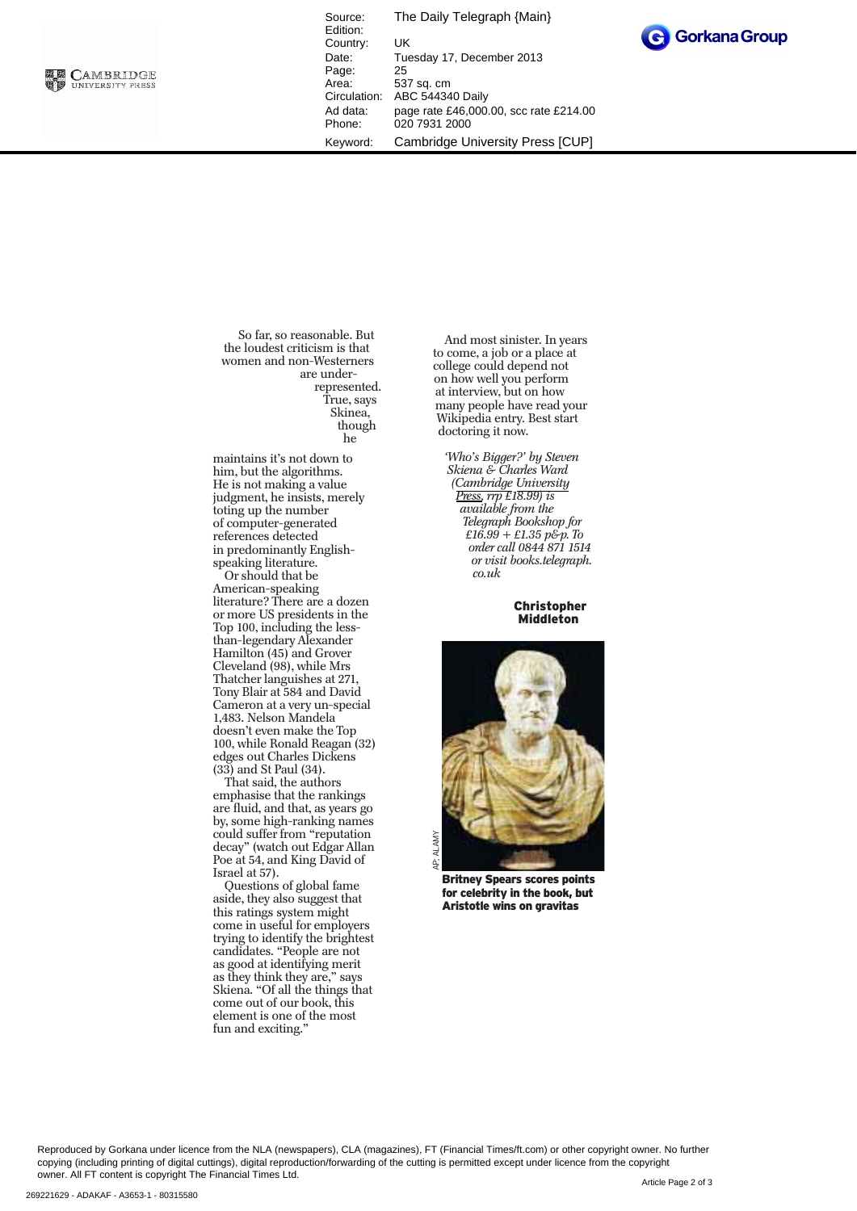So far, so reasonable. But the loudest criticism is that women and non-Westerners are under-represented. True, says Skinea, though he maintains it's not down to him, but the algorithms. He is not making a value judgment, he insists, merely toting up the number of computer-generated references detected in predominantly English-speaking literature.

Or should that be American-speaking literature? There are a dozen or more US presidents in the Top 100, including the less-than-legendary Alexander Hamilton (45) and Grover Cleveland (98), while Mrs Thatcher languishes at 271, Tony Blair at 584 and David Cameron at a very un-special 1,483. Nelson Mandela doesn't even make the Top 100, while Ronald Reagan (32) edges out Charles Dickens (33) and St Paul (34).

That said, the authors emphasise that the rankings are fluid, and that, as years go by, some high-ranking names could suffer from "reputation decay" (watch out Edgar Allan Poe at 54, and King David of Israel at 57).

Questions of global fame aside, they also suggest that this ratings system might come in useful for employers trying to identify the brightest candidates. "People are not as good at identifying merit as they think they are," says Skiena. "Of all the things that come out of our book, this element is one of the most fun and exciting."

And most sinister. In years to come, a job or a place at college could depend not on how well you perform at interview, but on how many people have read your Wikipedia entry. Best start doctoring it now.

*'Who's Bigger?' by Steven Skiena & Charles Ward (Cambridge University Press, rrp £18.99) is available from the Telegraph Bookshop for £16.99 + £1.35 p&p. To order call 0844 871 1514 or visit books.telegraph.co.uk*

**Christopher Middleton**

AP; ALAMY

**Britney Spears scores points for celebrity in the book, but Aristotle wins on gravitas**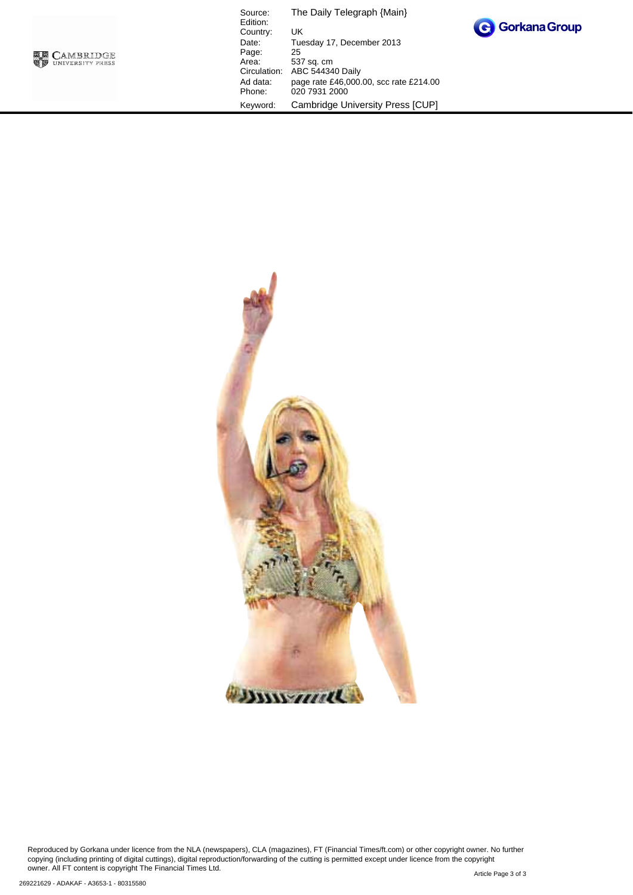| | |
|---|---|
| Source: | The Daily Telegraph {Main} |
| Edition: | |
| Country: | UK |
| Date: | Tuesday 17, December 2013 |
| Page: | 25 |
| Area: | 537 sq. cm |
| Circulation: | ABC 544340 Daily |
| Ad data: | page rate £46,000.00, scc rate £214.00 |
| Phone: | 020 7931 2000 |
| Keyword: | Cambridge University Press [CUP] |

Reproduced by Gorkana under licence from the NLA (newspapers), CLA (magazines), FT (Financial Times/ft.com) or other copyright owner. No further copying (including printing of digital cuttings), digital reproduction/forwarding of the cutting is permitted except under licence from the copyright owner. All FT content is copyright The Financial Times Ltd.

269221629 - ADAKAF - A3653-1 - 80315580